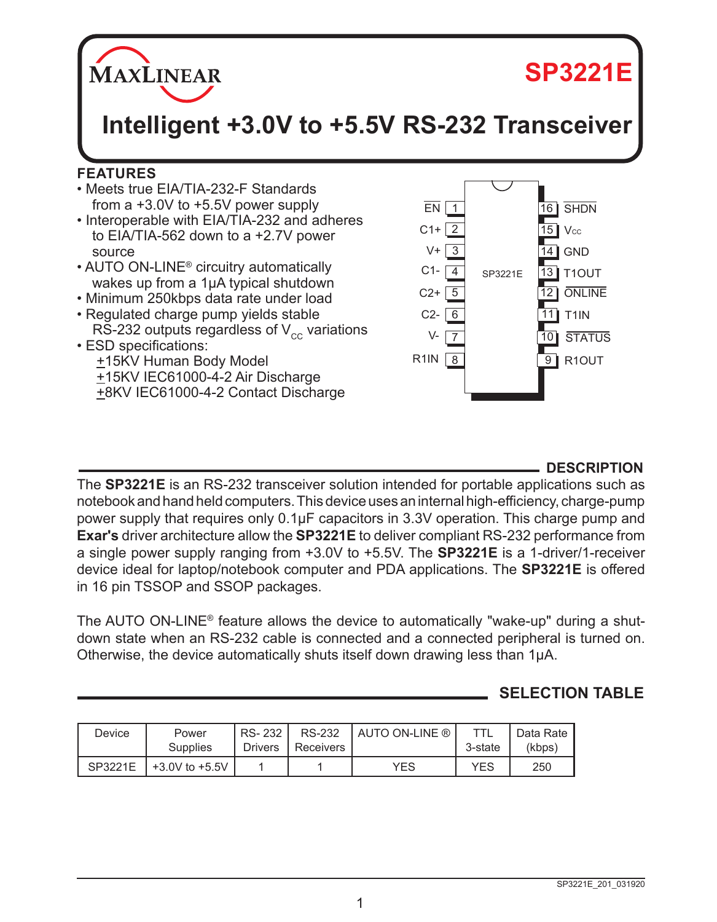# SP3221E

## Intelligent +3.0V to +5.5V RS-232 Transceiver

### FEATURES

- Meets true EIA/TIA-232-F Standards from a +3.0V to +5.5V power supply
- Interoperable with EIA/TIA-232 and adheres to EIA/TIA-562 down to a +2.7V power source
- AUTO ON-LINE® circuitry automatically wakes up from a 1µA typical shutdown
- Minimum 250kbps data rate under load
- Regulated charge pump yields stable RS-232 outputs regardless of $V_{CC}$ variations
- ESD specifications:
  - ±15KV Human Body Model
  - ±15KV IEC61000-4-2 Air Discharge
  - ±8KV IEC61000-4-2 Contact Discharge

| Pin | Name | Pin | Name |
|---|---|---|---|
| 1 | $\overline{EN}$ | 16 | $\overline{SHDN}$ |
| 2 | C1+ | 15 | $V_{CC}$ |
| 3 | V+ | 14 | GND |
| 4 | C1- | 13 | T1OUT |
| 5 | C2+ | 12 | $\overline{ONLINE}$ |
| 6 | C2- | 11 | T1IN |
| 7 | V- | 10 | $\overline{STATUS}$ |
| 8 | R1IN | 9 | R1OUT |

### DESCRIPTION

The **SP3221E** is an RS-232 transceiver solution intended for portable applications such as notebook and hand held computers. This device uses an internal high-efficiency, charge-pump power supply that requires only 0.1µF capacitors in 3.3V operation. This charge pump and **Exar's** driver architecture allow the **SP3221E** to deliver compliant RS-232 performance from a single power supply ranging from +3.0V to +5.5V. The **SP3221E** is a 1-driver/1-receiver device ideal for laptop/notebook computer and PDA applications. The **SP3221E** is offered in 16 pin TSSOP and SSOP packages.

The AUTO ON-LINE® feature allows the device to automatically "wake-up" during a shutdown state when an RS-232 cable is connected and a connected peripheral is turned on. Otherwise, the device automatically shuts itself down drawing less than 1µA.

### SELECTION TABLE

| Device | Power Supplies | RS- 232 Drivers | RS-232 Receivers | AUTO ON-LINE ® | TTL 3-state | Data Rate (kbps) |
|---|---|---|---|---|---|---|
| SP3221E | +3.0V to +5.5V | 1 | 1 | YES | YES | 250 |

SP3221E_201_031920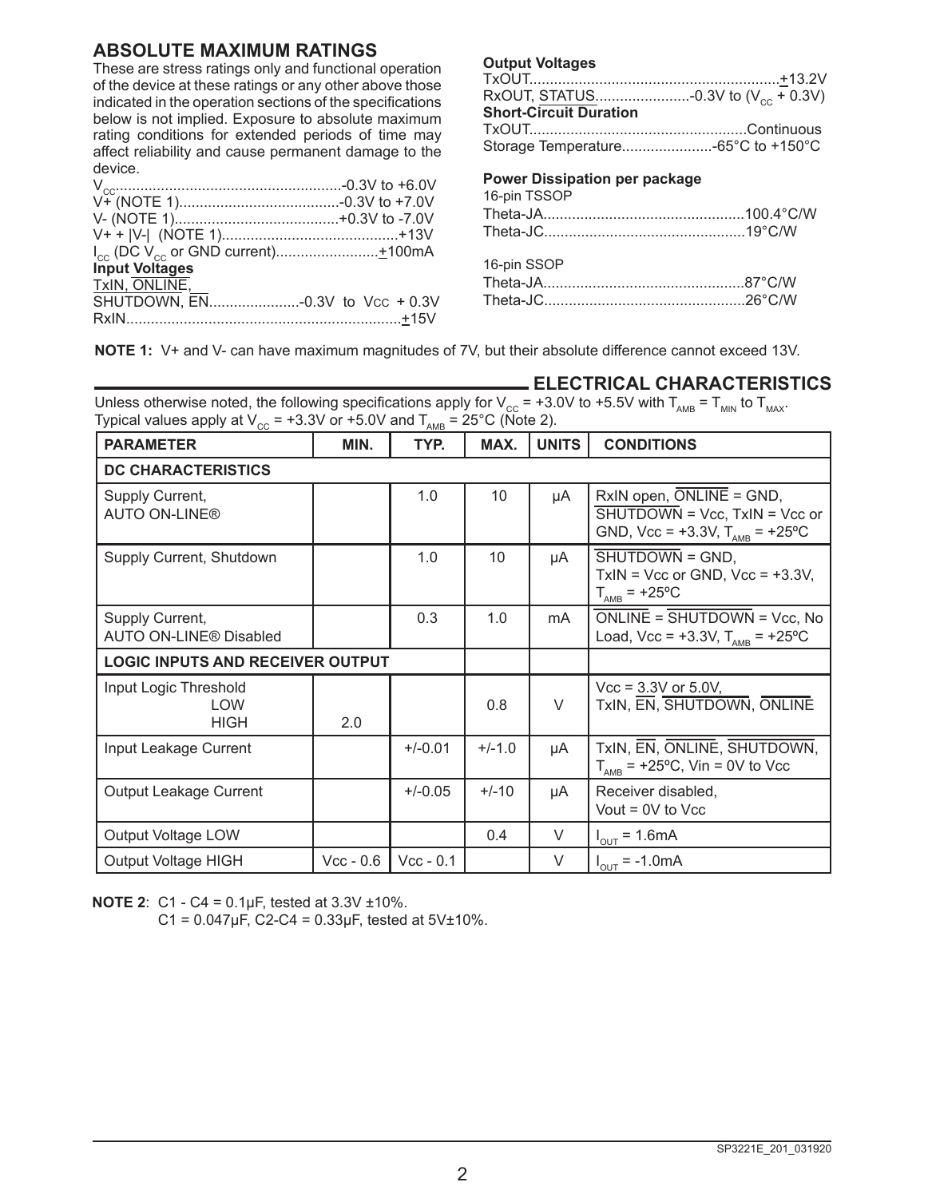## ABSOLUTE MAXIMUM RATINGS

These are stress ratings only and functional operation of the device at these ratings or any other above those indicated in the operation sections of the specifications below is not implied. Exposure to absolute maximum rating conditions for extended periods of time may affect reliability and cause permanent damage to the device.

$V_{CC}$.......................................................-0.3V to +6.0V
V+ (NOTE 1).......................................-0.3V to +7.0V
V- (NOTE 1)........................................+0.3V to -7.0V
V+ + |V-| (NOTE 1)...........................................+13V
$I_{CC}$ (DC $V_{CC}$ or GND current).........................±100mA

**Input Voltages**

TxIN, ONLINE, SHUTDOWN, EN.....................-0.3V to Vcc + 0.3V
RxIN...................................................................±15V

**Output Voltages**

TxOUT.............................................................±13.2V
RxOUT, STATUS.......................-0.3V to ($V_{CC}$ + 0.3V)

**Short-Circuit Duration**

TxOUT....................................................Continuous
Storage Temperature......................-65°C to +150°C

**Power Dissipation per package**

16-pin TSSOP
Theta-JA.................................................100.4°C/W
Theta-JC.................................................19°C/W

16-pin SSOP
Theta-JA.................................................87°C/W
Theta-JC.................................................26°C/W

**NOTE 1:** V+ and V- can have maximum magnitudes of 7V, but their absolute difference cannot exceed 13V.

## ELECTRICAL CHARACTERISTICS

Unless otherwise noted, the following specifications apply for $V_{CC}$ = +3.0V to +5.5V with $T_{AMB}$ = $T_{MIN}$ to $T_{MAX}$. Typical values apply at $V_{CC}$ = +3.3V or +5.0V and $T_{AMB}$ = 25°C (Note 2).

| PARAMETER | MIN. | TYP. | MAX. | UNITS | CONDITIONS |
|---|---|---|---|---|---|
| **DC CHARACTERISTICS** | | | | | |
| Supply Current, AUTO ON-LINE® | | 1.0 | 10 | µA | RxIN open, ONLINE = GND, SHUTDOWN = Vcc, TxIN = Vcc or GND, Vcc = +3.3V, $T_{AMB}$ = +25ºC |
| Supply Current, Shutdown | | 1.0 | 10 | µA | SHUTDOWN = GND, TxIN = Vcc or GND, Vcc = +3.3V, $T_{AMB}$ = +25ºC |
| Supply Current, AUTO ON-LINE® Disabled | | 0.3 | 1.0 | mA | ONLINE = SHUTDOWN = Vcc, No Load, Vcc = +3.3V, $T_{AMB}$ = +25ºC |
| **LOGIC INPUTS AND RECEIVER OUTPUT** | | | | | |
| Input Logic Threshold LOW | | | 0.8 | V | Vcc = 3.3V or 5.0V, TxIN, EN, SHUTDOWN, ONLINE |
| Input Logic Threshold HIGH | 2.0 | | | V | Vcc = 3.3V or 5.0V, TxIN, EN, SHUTDOWN, ONLINE |
| Input Leakage Current | | +/-0.01 | +/-1.0 | µA | TxIN, EN, ONLINE, SHUTDOWN, $T_{AMB}$ = +25ºC, Vin = 0V to Vcc |
| Output Leakage Current | | +/-0.05 | +/-10 | µA | Receiver disabled, Vout = 0V to Vcc |
| Output Voltage LOW | | | 0.4 | V | $I_{OUT}$ = 1.6mA |
| Output Voltage HIGH | Vcc - 0.6 | Vcc - 0.1 | | V | $I_{OUT}$ = -1.0mA |

**NOTE 2**: C1 - C4 = 0.1µF, tested at 3.3V ±10%.
C1 = 0.047µF, C2-C4 = 0.33µF, tested at 5V±10%.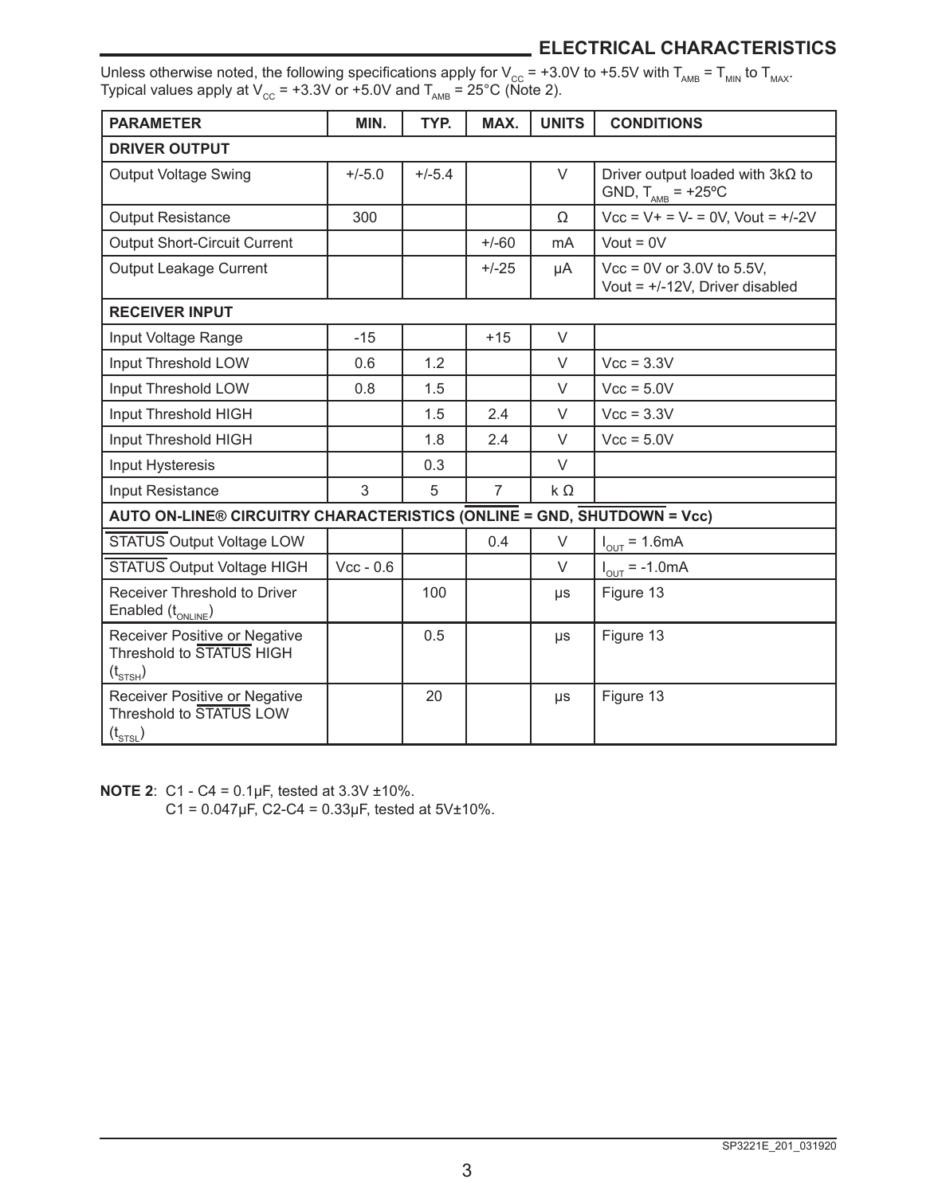## ELECTRICAL CHARACTERISTICS

Unless otherwise noted, the following specifications apply for $V_{CC}$ = +3.0V to +5.5V with $T_{AMB}$ = $T_{MIN}$ to $T_{MAX}$. Typical values apply at $V_{CC}$ = +3.3V or +5.0V and $T_{AMB}$ = 25°C (Note 2).

| PARAMETER | MIN. | TYP. | MAX. | UNITS | CONDITIONS |
|---|---|---|---|---|---|
| **DRIVER OUTPUT** | | | | | |
| Output Voltage Swing | +/-5.0 | +/-5.4 | | V | Driver output loaded with 3kΩ to GND, $T_{AMB}$ = +25ºC |
| Output Resistance | 300 | | | Ω | Vcc = V+ = V- = 0V, Vout = +/-2V |
| Output Short-Circuit Current | | | +/-60 | mA | Vout = 0V |
| Output Leakage Current | | | +/-25 | µA | Vcc = 0V or 3.0V to 5.5V, Vout = +/-12V, Driver disabled |
| **RECEIVER INPUT** | | | | | |
| Input Voltage Range | -15 | | +15 | V | |
| Input Threshold LOW | 0.6 | 1.2 | | V | Vcc = 3.3V |
| Input Threshold LOW | 0.8 | 1.5 | | V | Vcc = 5.0V |
| Input Threshold HIGH | | 1.5 | 2.4 | V | Vcc = 3.3V |
| Input Threshold HIGH | | 1.8 | 2.4 | V | Vcc = 5.0V |
| Input Hysteresis | | 0.3 | | V | |
| Input Resistance | 3 | 5 | 7 | k Ω | |
| **AUTO ON-LINE® CIRCUITRY CHARACTERISTICS ($\overline{\text{ONLINE}}$ = GND, $\overline{\text{SHUTDOWN}}$ = Vcc)** | | | | | |
| $\overline{\text{STATUS}}$ Output Voltage LOW | | | 0.4 | V | $I_{OUT}$ = 1.6mA |
| $\overline{\text{STATUS}}$ Output Voltage HIGH | Vcc - 0.6 | | | V | $I_{OUT}$ = -1.0mA |
| Receiver Threshold to Driver Enabled ($t_{ONLINE}$) | | 100 | | µs | Figure 13 |
| Receiver Positive or Negative Threshold to $\overline{\text{STATUS}}$ HIGH ($t_{STSH}$) | | 0.5 | | µs | Figure 13 |
| Receiver Positive or Negative Threshold to $\overline{\text{STATUS}}$ LOW ($t_{STSL}$) | | 20 | | µs | Figure 13 |

**NOTE 2**: C1 - C4 = 0.1µF, tested at 3.3V ±10%.
C1 = 0.047µF, C2-C4 = 0.33µF, tested at 5V±10%.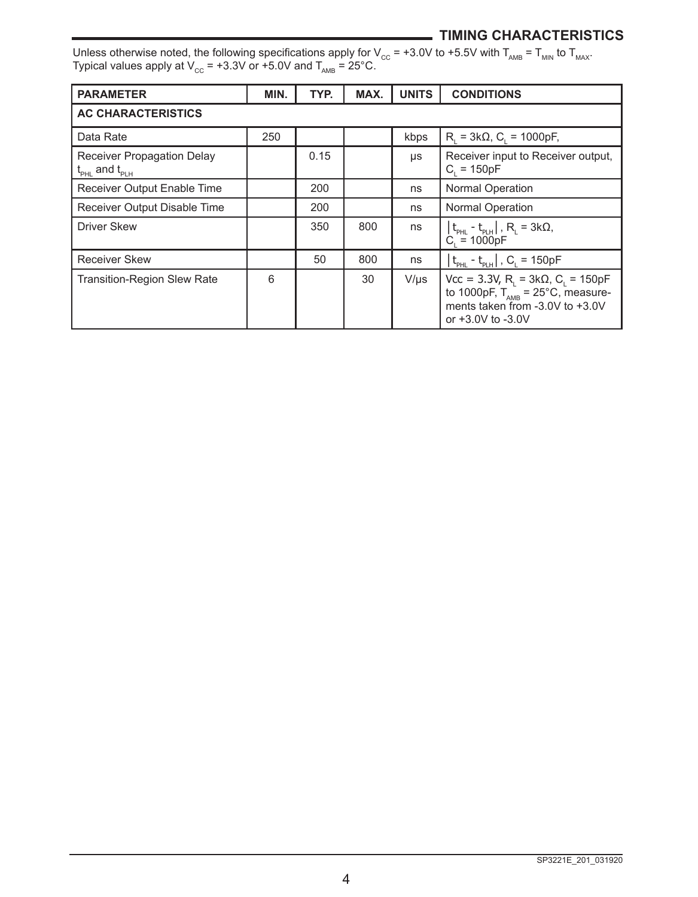## TIMING CHARACTERISTICS

Unless otherwise noted, the following specifications apply for $V_{CC}$ = +3.0V to +5.5V with $T_{AMB}$ = $T_{MIN}$ to $T_{MAX}$. Typical values apply at $V_{CC}$ = +3.3V or +5.0V and $T_{AMB}$ = 25°C.

| PARAMETER | MIN. | TYP. | MAX. | UNITS | CONDITIONS |
|---|---|---|---|---|---|
| **AC CHARACTERISTICS** | | | | | |
| Data Rate | 250 | | | kbps | $R_L$ = 3kΩ, $C_L$ = 1000pF, |
| Receiver Propagation Delay $t_{PHL}$ and $t_{PLH}$ | | 0.15 | | µs | Receiver input to Receiver output, $C_L$ = 150pF |
| Receiver Output Enable Time | | 200 | | ns | Normal Operation |
| Receiver Output Disable Time | | 200 | | ns | Normal Operation |
| Driver Skew | | 350 | 800 | ns | $\lvert t_{PHL} - t_{PLH} \rvert$, $R_L$ = 3kΩ, $C_L$ = 1000pF |
| Receiver Skew | | 50 | 800 | ns | $\lvert t_{PHL} - t_{PLH} \rvert$, $C_L$ = 150pF |
| Transition-Region Slew Rate | 6 | | 30 | V/µs | Vcc = 3.3V, $R_L$ = 3kΩ, $C_L$ = 150pF to 1000pF, $T_{AMB}$ = 25°C, measurements taken from -3.0V to +3.0V or +3.0V to -3.0V |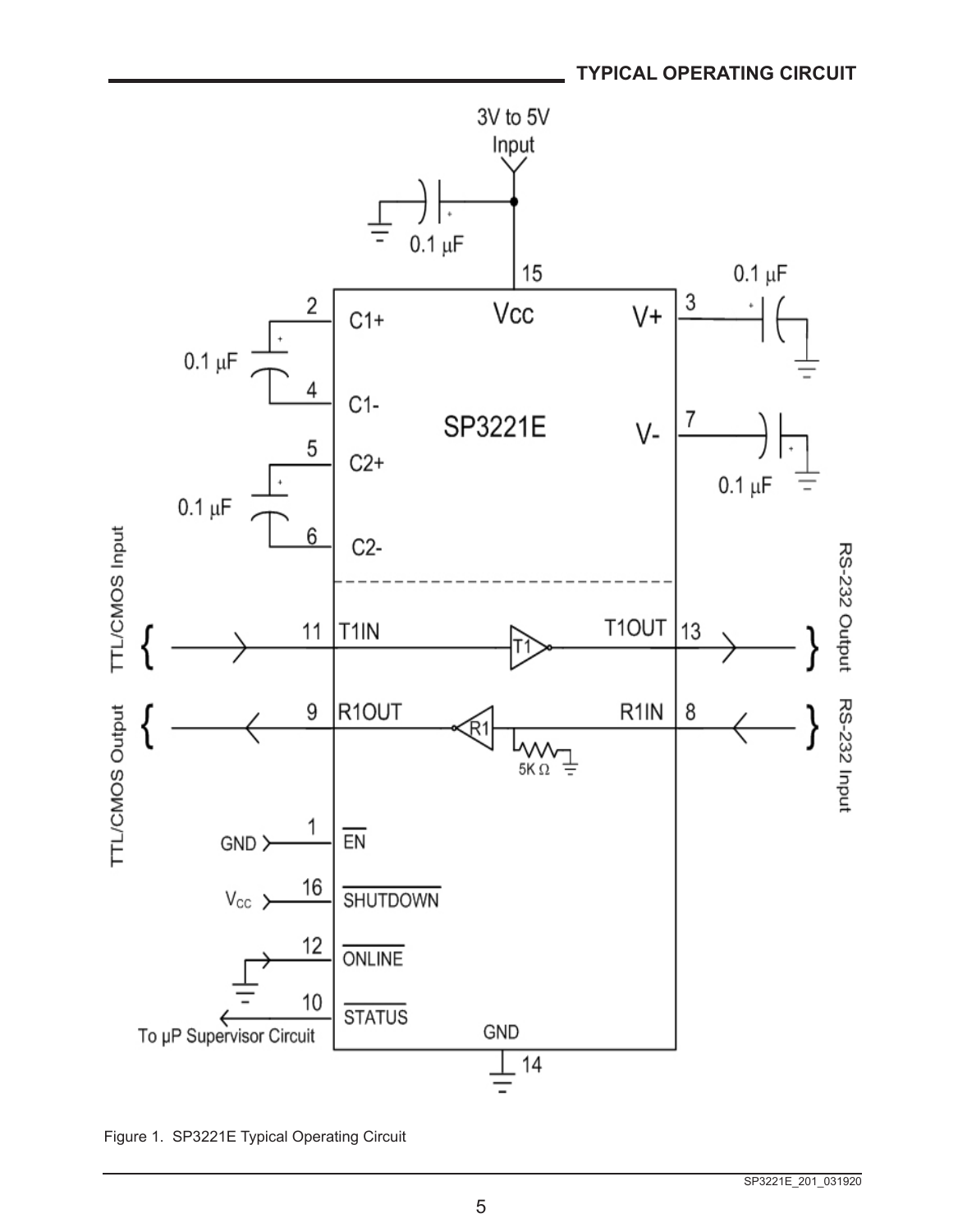## TYPICAL OPERATING CIRCUIT

Figure 1. SP3221E Typical Operating Circuit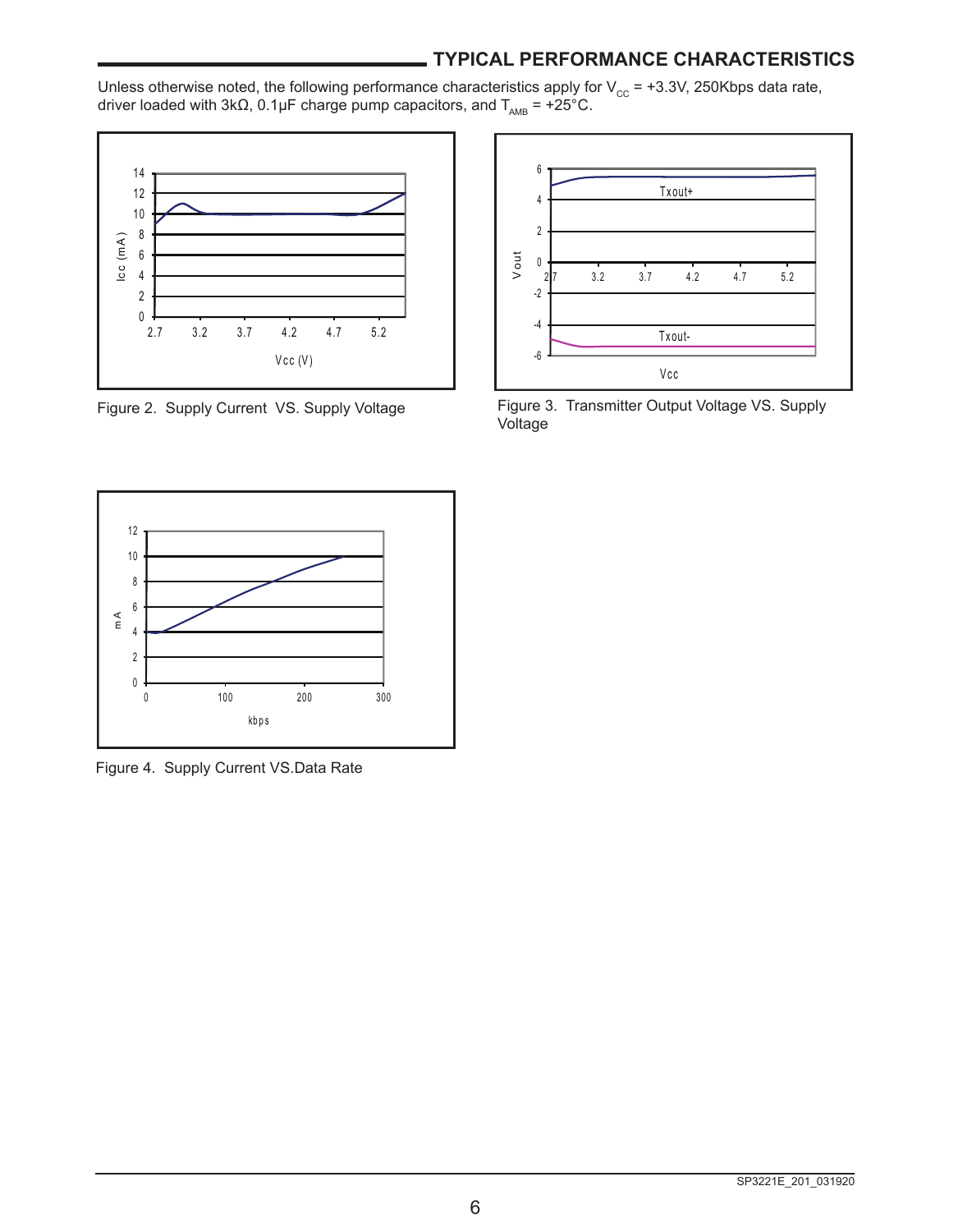## TYPICAL PERFORMANCE CHARACTERISTICS

Unless otherwise noted, the following performance characteristics apply for $V_{CC}$ = +3.3V, 250Kbps data rate, driver loaded with 3kΩ, 0.1µF charge pump capacitors, and $T_{AMB}$ = +25°C.

Figure 2. Supply Current VS. Supply Voltage

Figure 3. Transmitter Output Voltage VS. Supply Voltage

Figure 4. Supply Current VS.Data Rate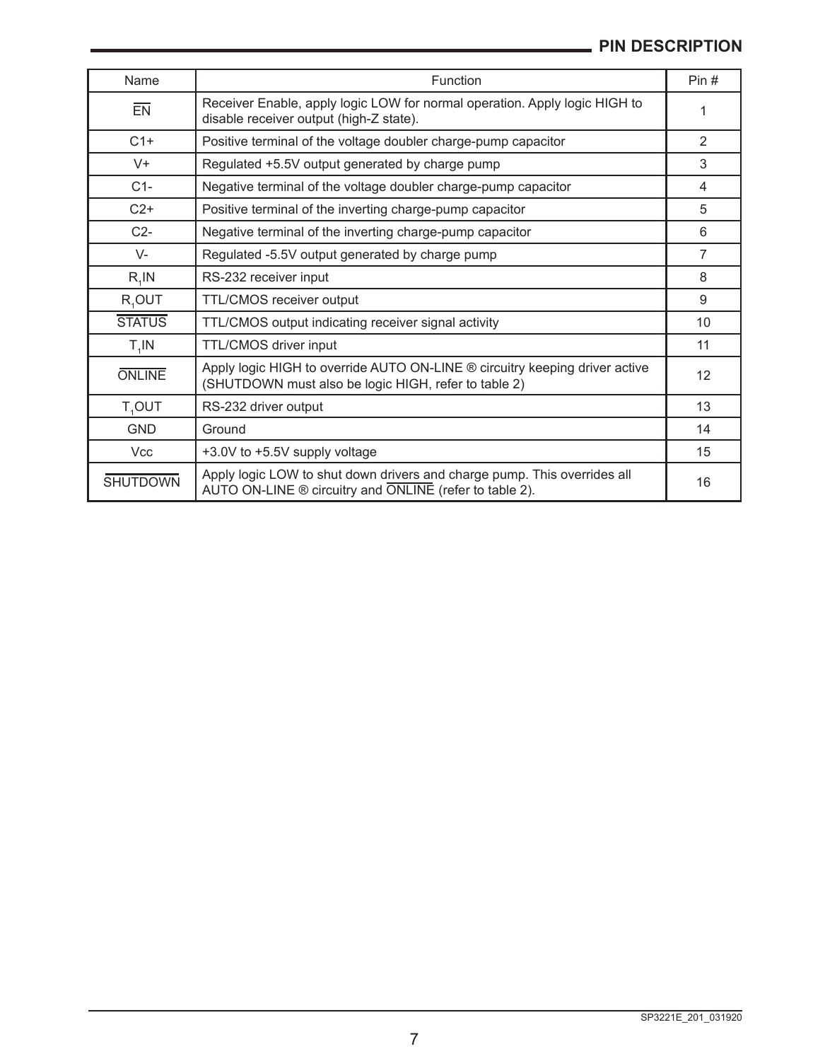## PIN DESCRIPTION

| Name | Function | Pin # |
|---|---|---|
| $\overline{EN}$ | Receiver Enable, apply logic LOW for normal operation. Apply logic HIGH to disable receiver output (high-Z state). | 1 |
| C1+ | Positive terminal of the voltage doubler charge-pump capacitor | 2 |
| V+ | Regulated +5.5V output generated by charge pump | 3 |
| C1- | Negative terminal of the voltage doubler charge-pump capacitor | 4 |
| C2+ | Positive terminal of the inverting charge-pump capacitor | 5 |
| C2- | Negative terminal of the inverting charge-pump capacitor | 6 |
| V- | Regulated -5.5V output generated by charge pump | 7 |
| $R_1IN$ | RS-232 receiver input | 8 |
| $R_1OUT$ | TTL/CMOS receiver output | 9 |
| $\overline{STATUS}$ | TTL/CMOS output indicating receiver signal activity | 10 |
| $T_1IN$ | TTL/CMOS driver input | 11 |
| $\overline{ONLINE}$ | Apply logic HIGH to override AUTO ON-LINE ® circuitry keeping driver active ($\overline{SHUTDOWN}$ must also be logic HIGH, refer to table 2) | 12 |
| $T_1OUT$ | RS-232 driver output | 13 |
| GND | Ground | 14 |
| Vcc | +3.0V to +5.5V supply voltage | 15 |
| $\overline{SHUTDOWN}$ | Apply logic LOW to shut down drivers and charge pump. This overrides all AUTO ON-LINE ® circuitry and $\overline{ONLINE}$ (refer to table 2). | 16 |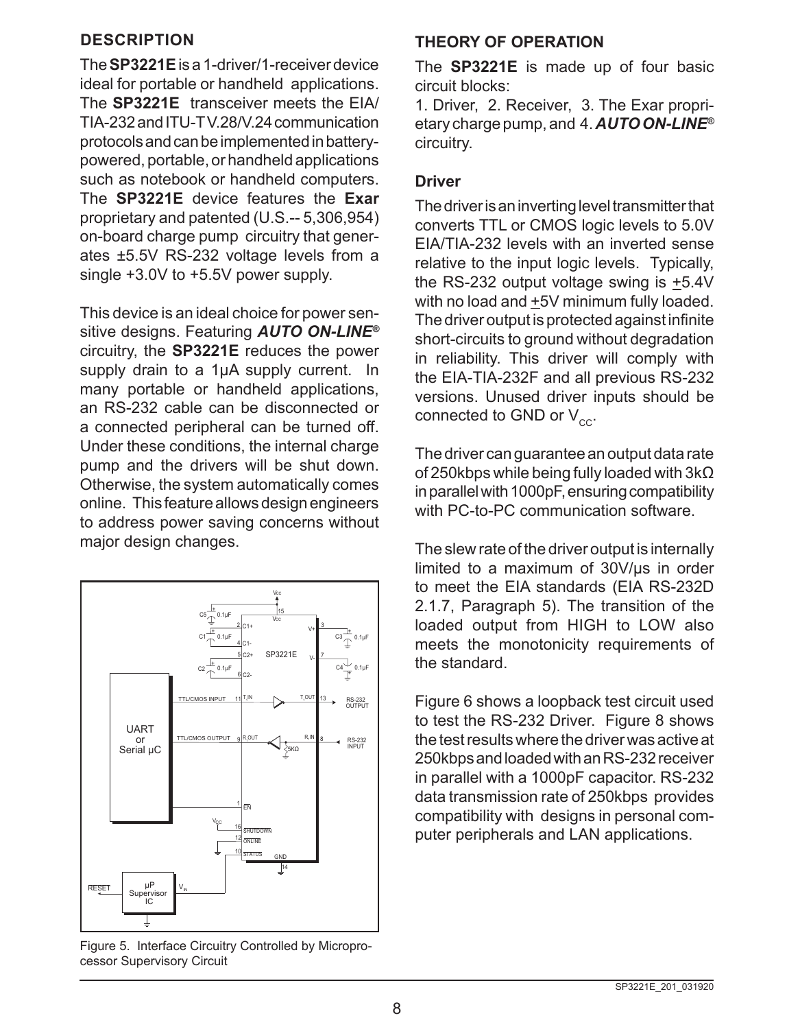## DESCRIPTION

The **SP3221E** is a 1-driver/1-receiver device ideal for portable or handheld applications. The **SP3221E** transceiver meets the EIA/TIA-232 and ITU-T V.28/V.24 communication protocols and can be implemented in battery-powered, portable, or handheld applications such as notebook or handheld computers. The **SP3221E** device features the **Exar** proprietary and patented (U.S.-- 5,306,954) on-board charge pump circuitry that generates ±5.5V RS-232 voltage levels from a single +3.0V to +5.5V power supply.

This device is an ideal choice for power sensitive designs. Featuring ***AUTO ON-LINE®*** circuitry, the **SP3221E** reduces the power supply drain to a 1µA supply current. In many portable or handheld applications, an RS-232 cable can be disconnected or a connected peripheral can be turned off. Under these conditions, the internal charge pump and the drivers will be shut down. Otherwise, the system automatically comes online. This feature allows design engineers to address power saving concerns without major design changes.

Figure 5. Interface Circuitry Controlled by Microprocessor Supervisory Circuit

## THEORY OF OPERATION

The **SP3221E** is made up of four basic circuit blocks:

1. Driver, 2. Receiver, 3. The Exar proprietary charge pump, and 4. ***AUTO ON-LINE®*** circuitry.

### Driver

The driver is an inverting level transmitter that converts TTL or CMOS logic levels to 5.0V EIA/TIA-232 levels with an inverted sense relative to the input logic levels. Typically, the RS-232 output voltage swing is ±5.4V with no load and ±5V minimum fully loaded. The driver output is protected against infinite short-circuits to ground without degradation in reliability. This driver will comply with the EIA-TIA-232F and all previous RS-232 versions. Unused driver inputs should be connected to GND or $V_{CC}$.

The driver can guarantee an output data rate of 250kbps while being fully loaded with 3kΩ in parallel with 1000pF, ensuring compatibility with PC-to-PC communication software.

The slew rate of the driver output is internally limited to a maximum of 30V/µs in order to meet the EIA standards (EIA RS-232D 2.1.7, Paragraph 5). The transition of the loaded output from HIGH to LOW also meets the monotonicity requirements of the standard.

Figure 6 shows a loopback test circuit used to test the RS-232 Driver. Figure 8 shows the test results where the driver was active at 250kbps and loaded with an RS-232 receiver in parallel with a 1000pF capacitor. RS-232 data transmission rate of 250kbps provides compatibility with designs in personal computer peripherals and LAN applications.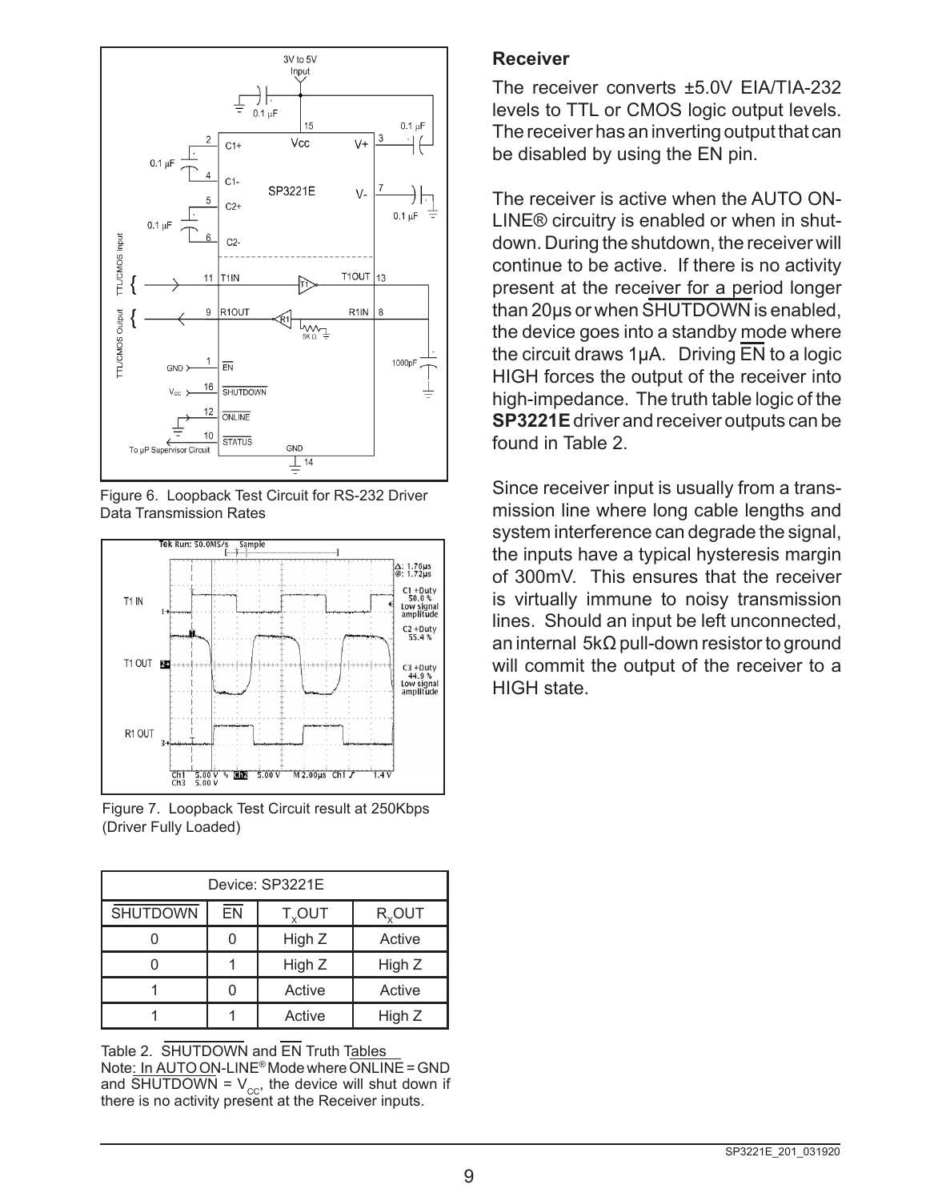Figure 6. Loopback Test Circuit for RS-232 Driver Data Transmission Rates

Figure 7. Loopback Test Circuit result at 250Kbps (Driver Fully Loaded)

| Device: SP3221E | | | |
|---|---|---|---|
| $\overline{\text{SHUTDOWN}}$ | $\overline{\text{EN}}$ | $T_x$OUT | $R_x$OUT |
| 0 | 0 | High Z | Active |
| 0 | 1 | High Z | High Z |
| 1 | 0 | Active | Active |
| 1 | 1 | Active | High Z |

Table 2. $\overline{\text{SHUTDOWN}}$ and $\overline{\text{EN}}$ Truth Tables
Note: In AUTO ON-LINE® Mode where $\overline{\text{ONLINE}}$ = GND and $\overline{\text{SHUTDOWN}}$ = $V_{CC}$, the device will shut down if there is no activity present at the Receiver inputs.

## Receiver

The receiver converts ±5.0V EIA/TIA-232 levels to TTL or CMOS logic output levels. The receiver has an inverting output that can be disabled by using the EN pin.

The receiver is active when the AUTO ON-LINE® circuitry is enabled or when in shutdown. During the shutdown, the receiver will continue to be active. If there is no activity present at the receiver for a period longer than 20µs or when $\overline{\text{SHUTDOWN}}$ is enabled, the device goes into a standby mode where the circuit draws 1µA. Driving $\overline{\text{EN}}$ to a logic HIGH forces the output of the receiver into high-impedance. The truth table logic of the **SP3221E** driver and receiver outputs can be found in Table 2.

Since receiver input is usually from a transmission line where long cable lengths and system interference can degrade the signal, the inputs have a typical hysteresis margin of 300mV. This ensures that the receiver is virtually immune to noisy transmission lines. Should an input be left unconnected, an internal 5kΩ pull-down resistor to ground will commit the output of the receiver to a HIGH state.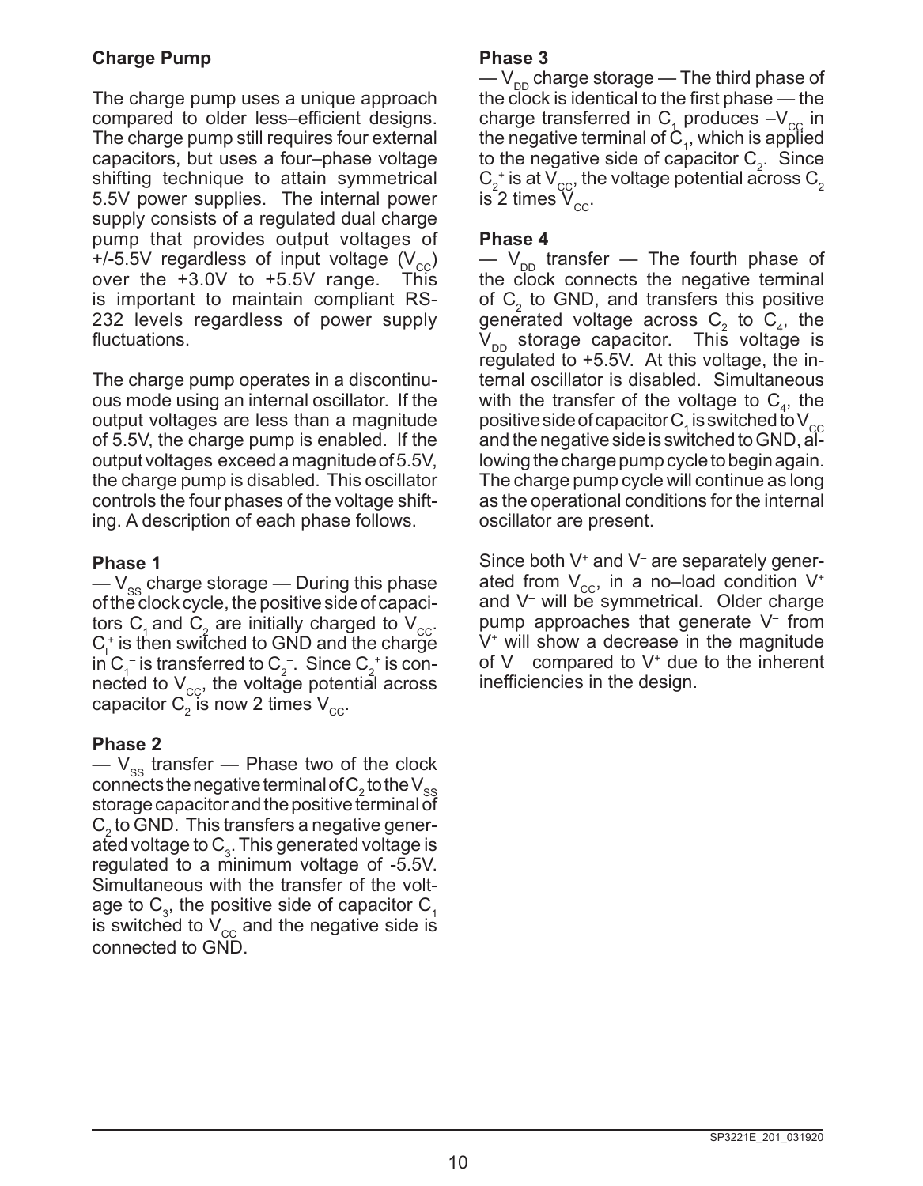## Charge Pump

The charge pump uses a unique approach compared to older less–efficient designs. The charge pump still requires four external capacitors, but uses a four–phase voltage shifting technique to attain symmetrical 5.5V power supplies. The internal power supply consists of a regulated dual charge pump that provides output voltages of +/-5.5V regardless of input voltage ($V_{CC}$) over the +3.0V to +5.5V range. This is important to maintain compliant RS-232 levels regardless of power supply fluctuations.

The charge pump operates in a discontinuous mode using an internal oscillator. If the output voltages are less than a magnitude of 5.5V, the charge pump is enabled. If the output voltages exceed a magnitude of 5.5V, the charge pump is disabled. This oscillator controls the four phases of the voltage shifting. A description of each phase follows.

### Phase 1

— $V_{SS}$ charge storage — During this phase of the clock cycle, the positive side of capacitors $C_1$ and $C_2$ are initially charged to $V_{CC}$. $C_l^+$ is then switched to GND and the charge in $C_1^-$ is transferred to $C_2^-$. Since $C_2^+$ is connected to $V_{CC}$, the voltage potential across capacitor $C_2$ is now 2 times $V_{CC}$.

### Phase 2

— $V_{SS}$ transfer — Phase two of the clock connects the negative terminal of $C_2$ to the $V_{SS}$ storage capacitor and the positive terminal of $C_2$ to GND. This transfers a negative generated voltage to $C_3$. This generated voltage is regulated to a minimum voltage of -5.5V. Simultaneous with the transfer of the voltage to $C_3$, the positive side of capacitor $C_1$ is switched to $V_{CC}$ and the negative side is connected to GND.

### Phase 3

— $V_{DD}$ charge storage — The third phase of the clock is identical to the first phase — the charge transferred in $C_1$ produces $-V_{CC}$ in the negative terminal of $C_1$, which is applied to the negative side of capacitor $C_2$. Since $C_2^+$ is at $V_{CC}$, the voltage potential across $C_2$ is 2 times $V_{CC}$.

### Phase 4

— $V_{DD}$ transfer — The fourth phase of the clock connects the negative terminal of $C_2$ to GND, and transfers this positive generated voltage across $C_2$ to $C_4$, the $V_{DD}$ storage capacitor. This voltage is regulated to +5.5V. At this voltage, the internal oscillator is disabled. Simultaneous with the transfer of the voltage to $C_4$, the positive side of capacitor $C_1$ is switched to $V_{CC}$ and the negative side is switched to GND, allowing the charge pump cycle to begin again. The charge pump cycle will continue as long as the operational conditions for the internal oscillator are present.

Since both $V^+$ and $V^-$ are separately generated from $V_{CC}$, in a no–load condition $V^+$ and $V^-$ will be symmetrical. Older charge pump approaches that generate $V^-$ from $V^+$ will show a decrease in the magnitude of $V^-$ compared to $V^+$ due to the inherent inefficiencies in the design.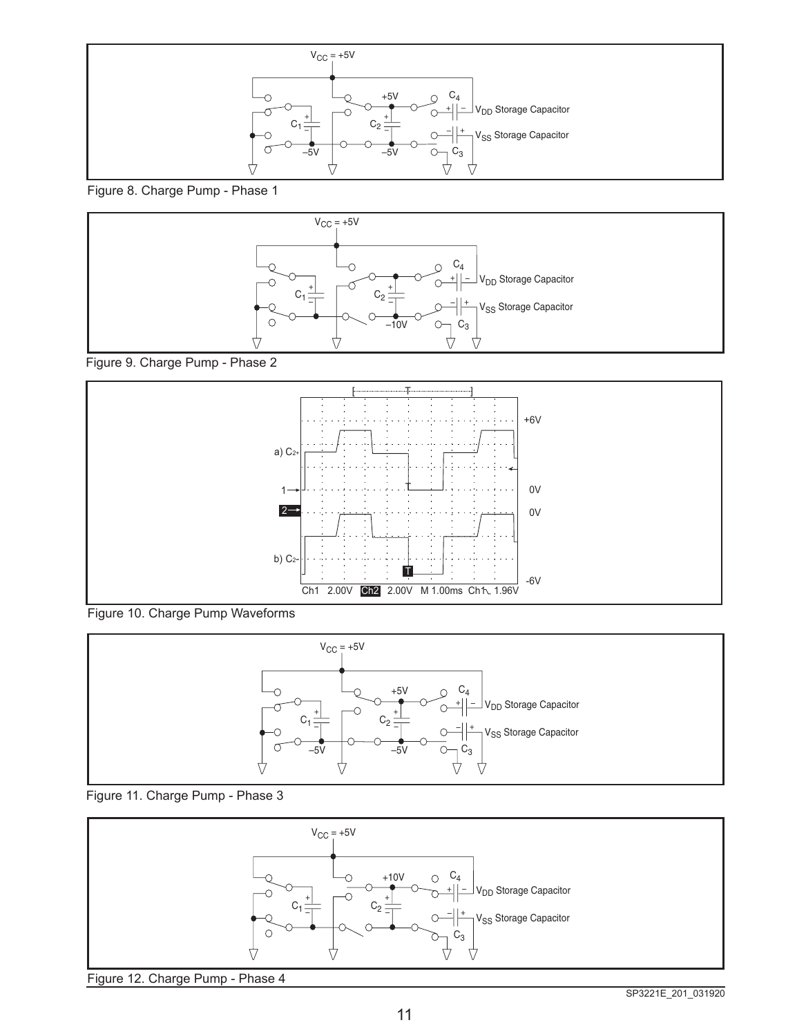Figure 8. Charge Pump - Phase 1

Figure 9. Charge Pump - Phase 2

Figure 10. Charge Pump Waveforms

Figure 11. Charge Pump - Phase 3

Figure 12. Charge Pump - Phase 4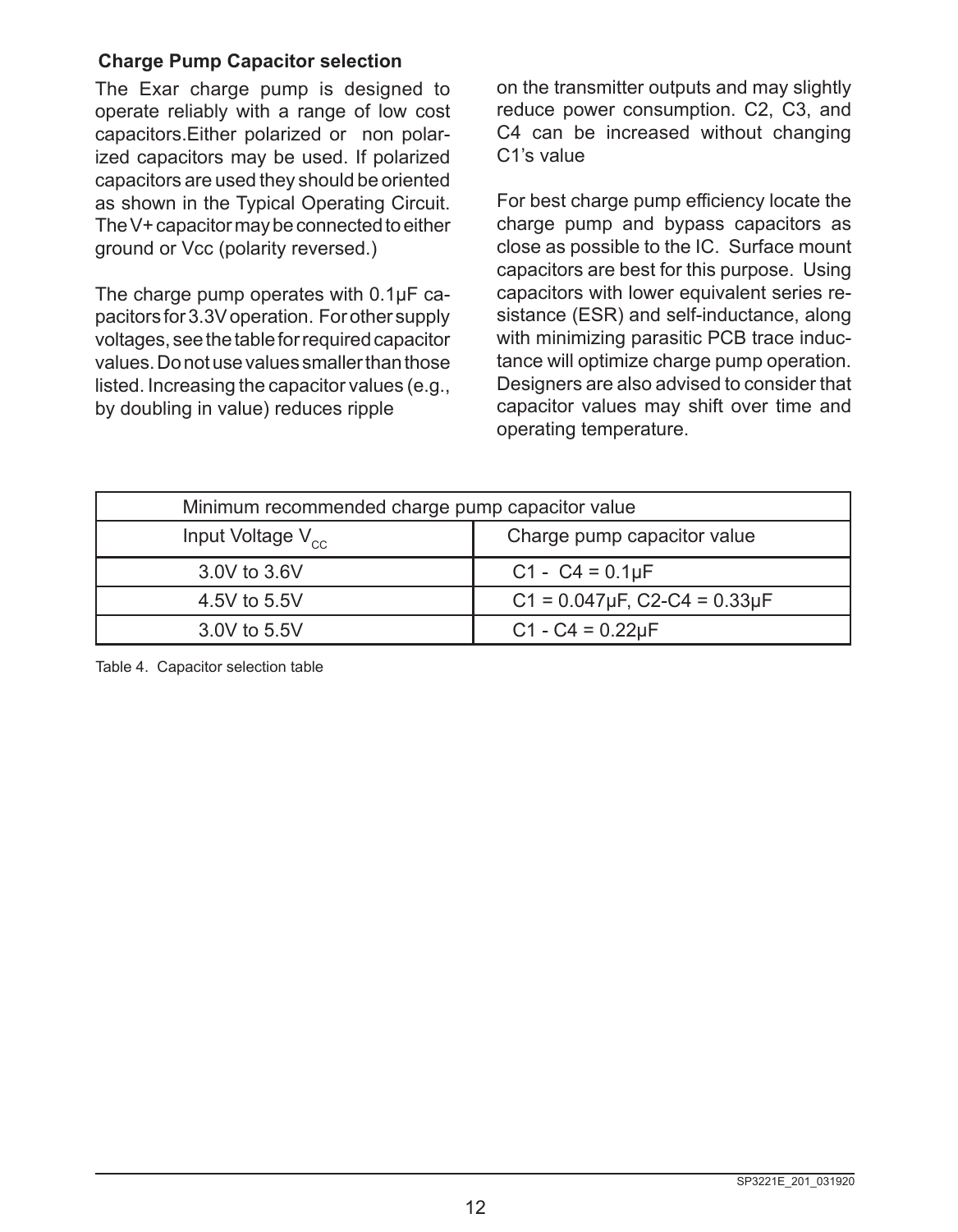### Charge Pump Capacitor selection

The Exar charge pump is designed to operate reliably with a range of low cost capacitors.Either polarized or non polarized capacitors may be used. If polarized capacitors are used they should be oriented as shown in the Typical Operating Circuit. The V+ capacitor may be connected to either ground or Vcc (polarity reversed.)

The charge pump operates with 0.1µF capacitors for 3.3V operation. For other supply voltages, see the table for required capacitor values. Do not use values smaller than those listed. Increasing the capacitor values (e.g., by doubling in value) reduces ripple on the transmitter outputs and may slightly reduce power consumption. C2, C3, and C4 can be increased without changing C1's value

For best charge pump efficiency locate the charge pump and bypass capacitors as close as possible to the IC. Surface mount capacitors are best for this purpose. Using capacitors with lower equivalent series resistance (ESR) and self-inductance, along with minimizing parasitic PCB trace inductance will optimize charge pump operation. Designers are also advised to consider that capacitor values may shift over time and operating temperature.

| Minimum recommended charge pump capacitor value | |
|---|---|
| Input Voltage $V_{CC}$ | Charge pump capacitor value |
| 3.0V to 3.6V | C1 - C4 = 0.1µF |
| 4.5V to 5.5V | C1 = 0.047µF, C2-C4 = 0.33µF |
| 3.0V to 5.5V | C1 - C4 = 0.22µF |

Table 4. Capacitor selection table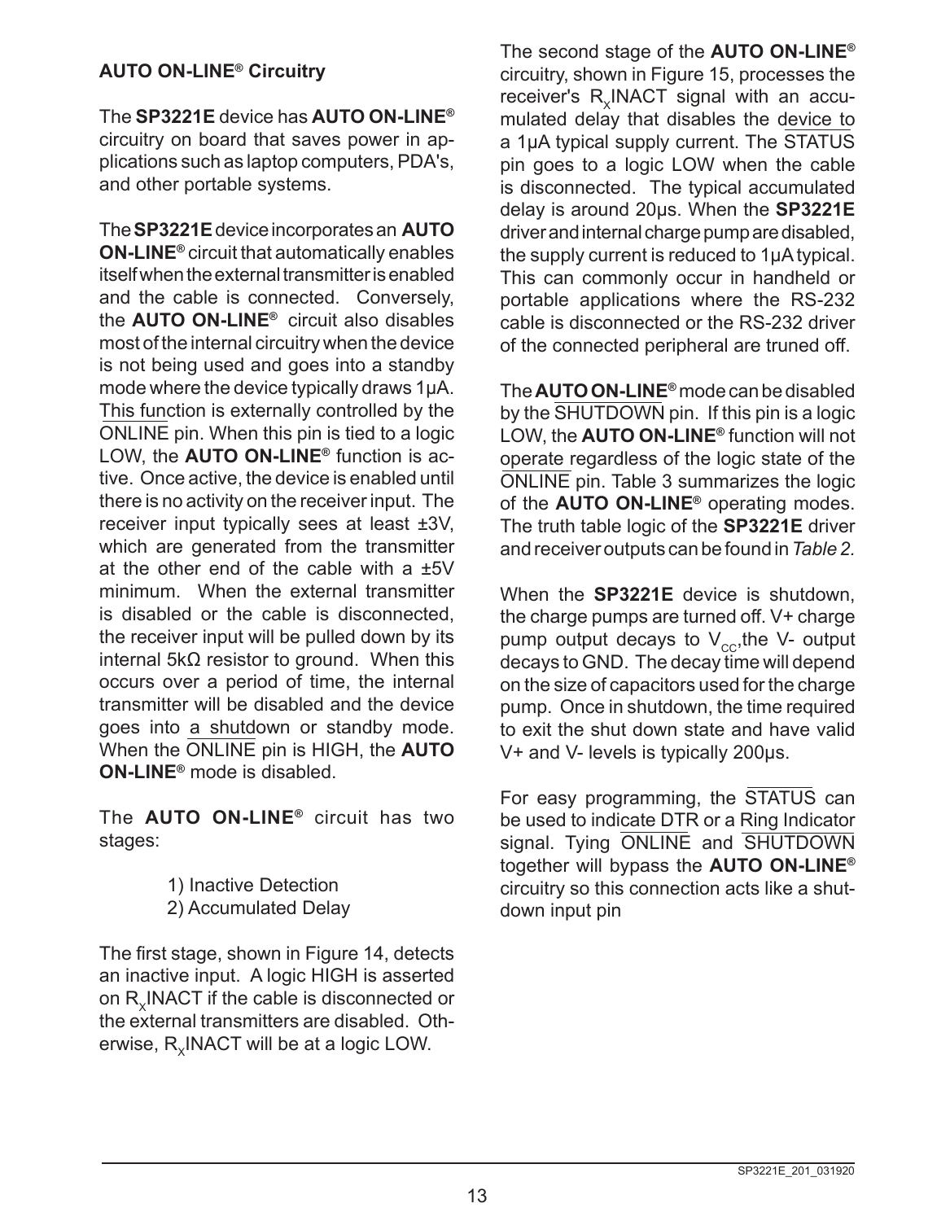**AUTO ON-LINE® Circuitry**

The **SP3221E** device has **AUTO ON-LINE®** circuitry on board that saves power in applications such as laptop computers, PDA's, and other portable systems.

The **SP3221E** device incorporates an **AUTO ON-LINE®** circuit that automatically enables itself when the external transmitter is enabled and the cable is connected. Conversely, the **AUTO ON-LINE®** circuit also disables most of the internal circuitry when the device is not being used and goes into a standby mode where the device typically draws 1µA. This function is externally controlled by the $\overline{\text{ONLINE}}$ pin. When this pin is tied to a logic LOW, the **AUTO ON-LINE®** function is active. Once active, the device is enabled until there is no activity on the receiver input. The receiver input typically sees at least ±3V, which are generated from the transmitter at the other end of the cable with a ±5V minimum. When the external transmitter is disabled or the cable is disconnected, the receiver input will be pulled down by its internal 5kΩ resistor to ground. When this occurs over a period of time, the internal transmitter will be disabled and the device goes into a shutdown or standby mode. When the $\overline{\text{ONLINE}}$ pin is HIGH, the **AUTO ON-LINE®** mode is disabled.

The **AUTO ON-LINE®** circuit has two stages:

1) Inactive Detection
2) Accumulated Delay

The first stage, shown in Figure 14, detects an inactive input. A logic HIGH is asserted on $R_X$INACT if the cable is disconnected or the external transmitters are disabled. Otherwise, $R_X$INACT will be at a logic LOW.

The second stage of the **AUTO ON-LINE®** circuitry, shown in Figure 15, processes the receiver's $R_X$INACT signal with an accumulated delay that disables the device to a 1µA typical supply current. The $\overline{\text{STATUS}}$ pin goes to a logic LOW when the cable is disconnected. The typical accumulated delay is around 20µs. When the **SP3221E** driver and internal charge pump are disabled, the supply current is reduced to 1µA typical. This can commonly occur in handheld or portable applications where the RS-232 cable is disconnected or the RS-232 driver of the connected peripheral are truned off.

The **AUTO ON-LINE®** mode can be disabled by the $\overline{\text{SHUTDOWN}}$ pin. If this pin is a logic LOW, the **AUTO ON-LINE®** function will not operate regardless of the logic state of the $\overline{\text{ONLINE}}$ pin. Table 3 summarizes the logic of the **AUTO ON-LINE®** operating modes. The truth table logic of the **SP3221E** driver and receiver outputs can be found in *Table 2.*

When the **SP3221E** device is shutdown, the charge pumps are turned off. V+ charge pump output decays to $V_{CC}$,the V- output decays to GND. The decay time will depend on the size of capacitors used for the charge pump. Once in shutdown, the time required to exit the shut down state and have valid V+ and V- levels is typically 200µs.

For easy programming, the $\overline{\text{STATUS}}$ can be used to indicate DTR or a Ring Indicator signal. Tying $\overline{\text{ONLINE}}$ and $\overline{\text{SHUTDOWN}}$ together will bypass the **AUTO ON-LINE®** circuitry so this connection acts like a shutdown input pin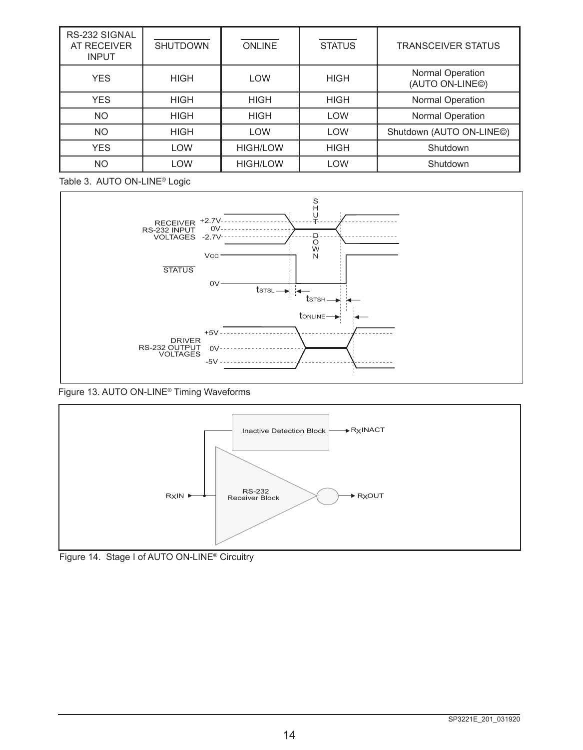| RS-232 SIGNAL AT RECEIVER INPUT | $\overline{\text{SHUTDOWN}}$ | $\overline{\text{ONLINE}}$ | $\overline{\text{STATUS}}$ | TRANSCEIVER STATUS |
|---|---|---|---|---|
| YES | HIGH | LOW | HIGH | Normal Operation (AUTO ON-LINE©) |
| YES | HIGH | HIGH | HIGH | Normal Operation |
| NO | HIGH | HIGH | LOW | Normal Operation |
| NO | HIGH | LOW | LOW | Shutdown (AUTO ON-LINE©) |
| YES | LOW | HIGH/LOW | HIGH | Shutdown |
| NO | LOW | HIGH/LOW | LOW | Shutdown |

Table 3. AUTO ON-LINE® Logic

Figure 13. AUTO ON-LINE® Timing Waveforms

Figure 14. Stage I of AUTO ON-LINE® Circuitry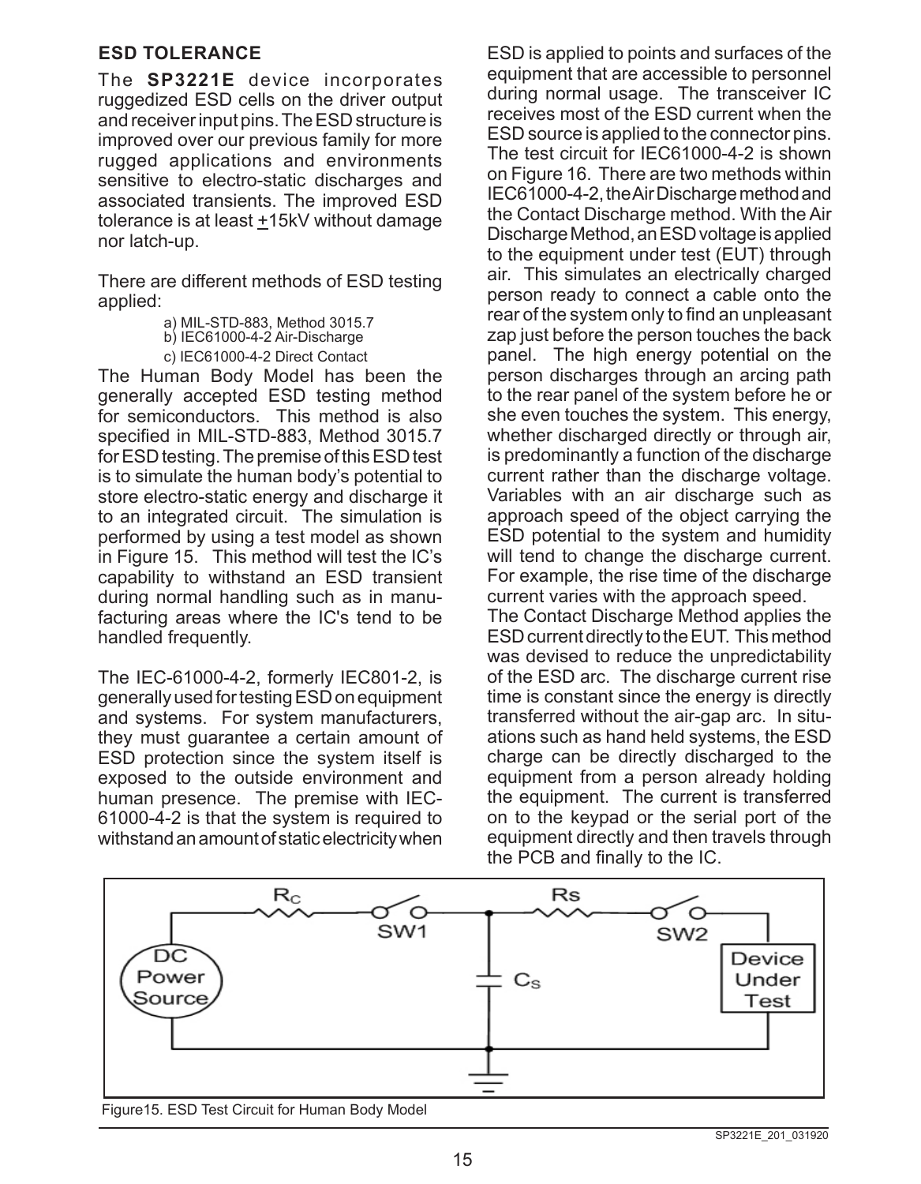## ESD TOLERANCE

The **SP3221E** device incorporates ruggedized ESD cells on the driver output and receiver input pins. The ESD structure is improved over our previous family for more rugged applications and environments sensitive to electro-static discharges and associated transients. The improved ESD tolerance is at least ±15kV without damage nor latch-up.

There are different methods of ESD testing applied:

a) MIL-STD-883, Method 3015.7
b) IEC61000-4-2 Air-Discharge
c) IEC61000-4-2 Direct Contact

The Human Body Model has been the generally accepted ESD testing method for semiconductors. This method is also specified in MIL-STD-883, Method 3015.7 for ESD testing. The premise of this ESD test is to simulate the human body's potential to store electro-static energy and discharge it to an integrated circuit. The simulation is performed by using a test model as shown in Figure 15. This method will test the IC's capability to withstand an ESD transient during normal handling such as in manufacturing areas where the IC's tend to be handled frequently.

The IEC-61000-4-2, formerly IEC801-2, is generally used for testing ESD on equipment and systems. For system manufacturers, they must guarantee a certain amount of ESD protection since the system itself is exposed to the outside environment and human presence. The premise with IEC-61000-4-2 is that the system is required to withstand an amount of static electricity when ESD is applied to points and surfaces of the equipment that are accessible to personnel during normal usage. The transceiver IC receives most of the ESD current when the ESD source is applied to the connector pins. The test circuit for IEC61000-4-2 is shown on Figure 16. There are two methods within IEC61000-4-2, the Air Discharge method and the Contact Discharge method. With the Air Discharge Method, an ESD voltage is applied to the equipment under test (EUT) through air. This simulates an electrically charged person ready to connect a cable onto the rear of the system only to find an unpleasant zap just before the person touches the back panel. The high energy potential on the person discharges through an arcing path to the rear panel of the system before he or she even touches the system. This energy, whether discharged directly or through air, is predominantly a function of the discharge current rather than the discharge voltage. Variables with an air discharge such as approach speed of the object carrying the ESD potential to the system and humidity will tend to change the discharge current. For example, the rise time of the discharge current varies with the approach speed.

The Contact Discharge Method applies the ESD current directly to the EUT. This method was devised to reduce the unpredictability of the ESD arc. The discharge current rise time is constant since the energy is directly transferred without the air-gap arc. In situations such as hand held systems, the ESD charge can be directly discharged to the equipment from a person already holding the equipment. The current is transferred on to the keypad or the serial port of the equipment directly and then travels through the PCB and finally to the IC.

Figure15. ESD Test Circuit for Human Body Model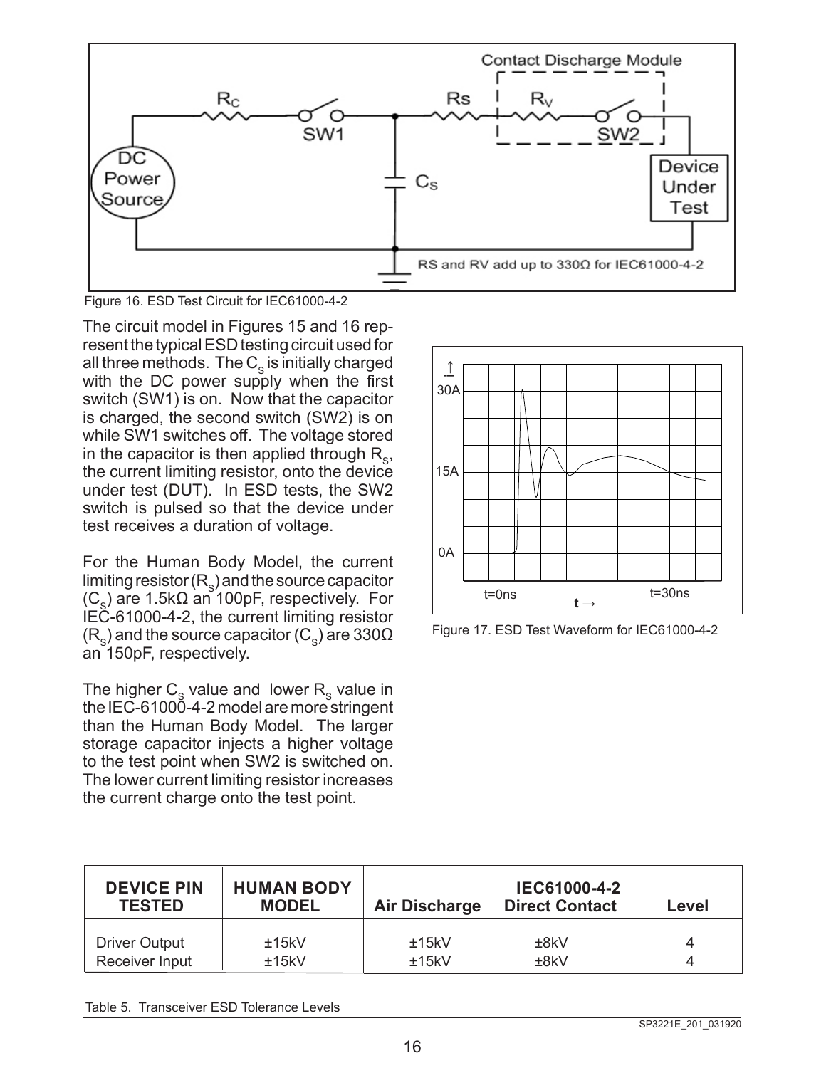Figure 16. ESD Test Circuit for IEC61000-4-2

The circuit model in Figures 15 and 16 represent the typical ESD testing circuit used for all three methods. The $C_S$ is initially charged with the DC power supply when the first switch (SW1) is on. Now that the capacitor is charged, the second switch (SW2) is on while SW1 switches off. The voltage stored in the capacitor is then applied through $R_S$, the current limiting resistor, onto the device under test (DUT). In ESD tests, the SW2 switch is pulsed so that the device under test receives a duration of voltage.

For the Human Body Model, the current limiting resistor ($R_S$) and the source capacitor ($C_S$) are 1.5kΩ an 100pF, respectively. For IEC-61000-4-2, the current limiting resistor ($R_S$) and the source capacitor ($C_S$) are 330Ω an 150pF, respectively.

The higher $C_S$ value and lower $R_S$ value in the IEC-61000-4-2 model are more stringent than the Human Body Model. The larger storage capacitor injects a higher voltage to the test point when SW2 is switched on. The lower current limiting resistor increases the current charge onto the test point.

Figure 17. ESD Test Waveform for IEC61000-4-2

| DEVICE PIN TESTED | HUMAN BODY MODEL | Air Discharge | IEC61000-4-2 Direct Contact | Level |
|---|---|---|---|---|
| Driver Output | ±15kV | ±15kV | ±8kV | 4 |
| Receiver Input | ±15kV | ±15kV | ±8kV | 4 |

Table 5. Transceiver ESD Tolerance Levels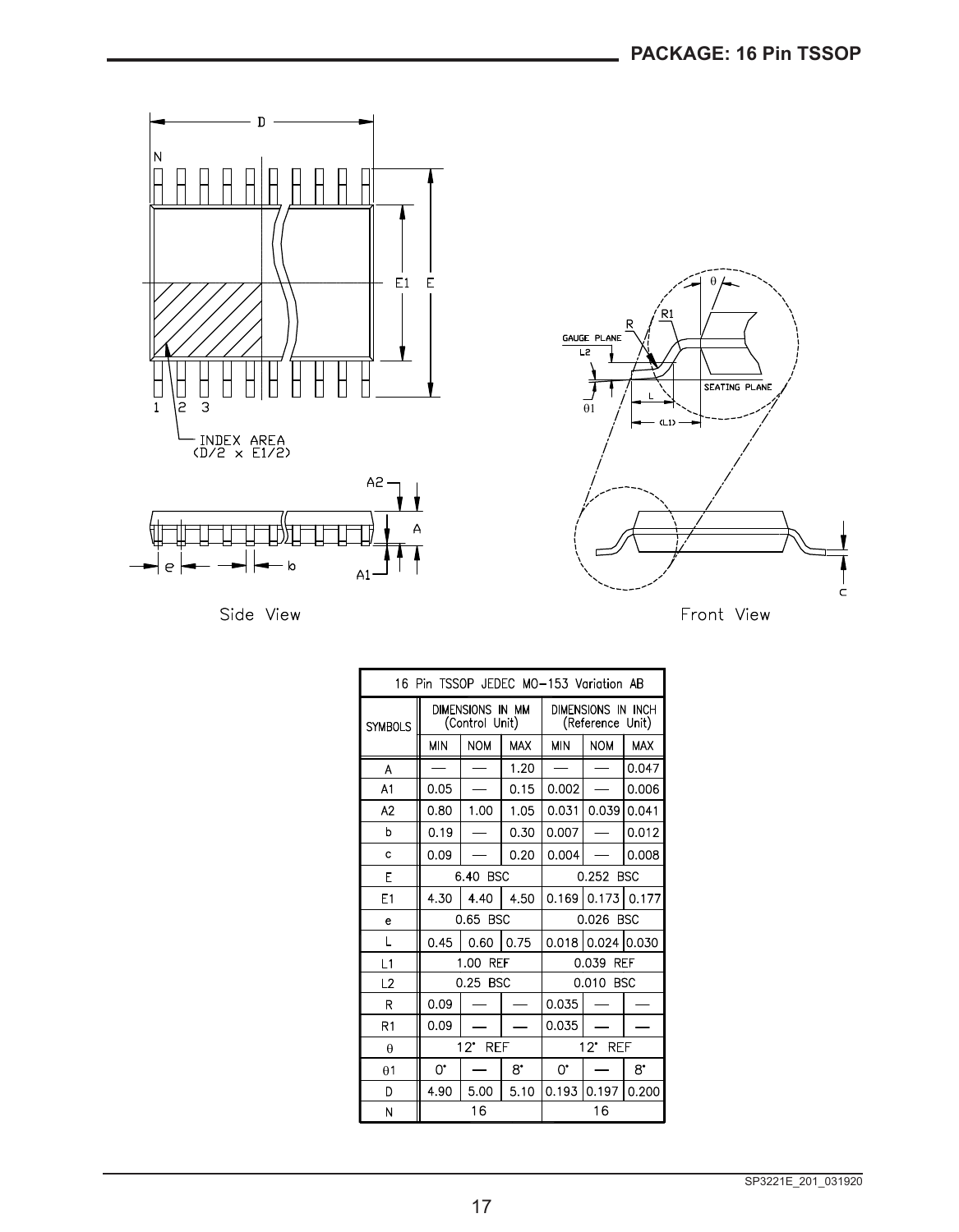## PACKAGE: 16 Pin TSSOP

Side View

Front View

| 16 Pin TSSOP JEDEC MO-153 Variation AB | | | | | | |
|---|---|---|---|---|---|---|
| SYMBOLS | DIMENSIONS IN MM (Control Unit) | | | DIMENSIONS IN INCH (Reference Unit) | | |
| | MIN | NOM | MAX | MIN | NOM | MAX |
| A | — | — | 1.20 | — | — | 0.047 |
| A1 | 0.05 | — | 0.15 | 0.002 | — | 0.006 |
| A2 | 0.80 | 1.00 | 1.05 | 0.031 | 0.039 | 0.041 |
| b | 0.19 | — | 0.30 | 0.007 | — | 0.012 |
| c | 0.09 | — | 0.20 | 0.004 | — | 0.008 |
| E | 6.40 BSC | | | 0.252 BSC | | |
| E1 | 4.30 | 4.40 | 4.50 | 0.169 | 0.173 | 0.177 |
| e | 0.65 BSC | | | 0.026 BSC | | |
| L | 0.45 | 0.60 | 0.75 | 0.018 | 0.024 | 0.030 |
| L1 | 1.00 REF | | | 0.039 REF | | |
| L2 | 0.25 BSC | | | 0.010 BSC | | |
| R | 0.09 | — | — | 0.035 | — | — |
| R1 | 0.09 | — | — | 0.035 | — | — |
| θ | 12° REF | | | 12° REF | | |
| θ1 | 0° | — | 8° | 0° | — | 8° |
| D | 4.90 | 5.00 | 5.10 | 0.193 | 0.197 | 0.200 |
| N | 16 | | | 16 | | |

SP3221E_201_031920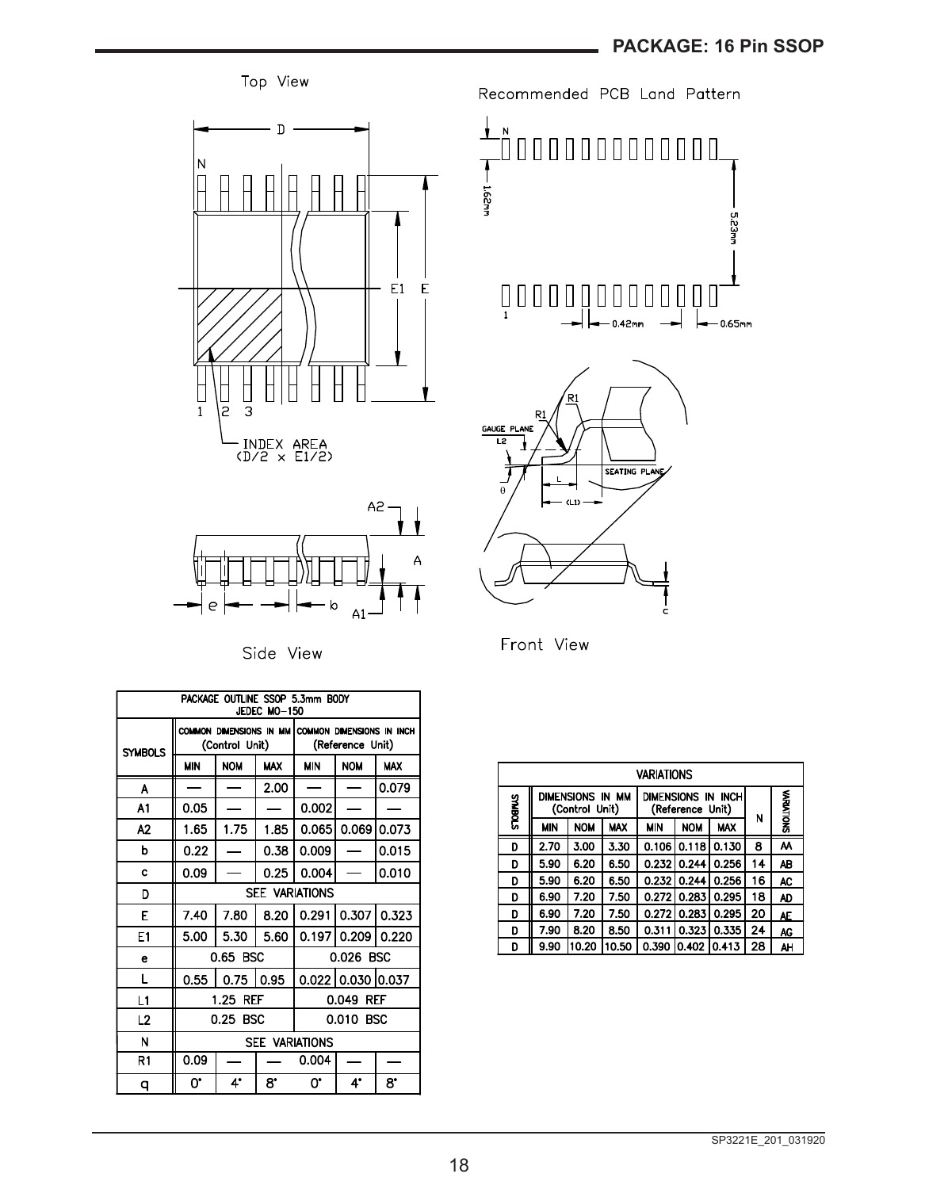## PACKAGE: 16 Pin SSOP

Top View

Recommended PCB Land Pattern

Side View

Front View

| PACKAGE OUTLINE SSOP 5.3mm BODY JEDEC MO-150 | | | | | | |
|---|---|---|---|---|---|---|
| SYMBOLS | COMMON DIMENSIONS IN MM (Control Unit) | | | COMMON DIMENSIONS IN INCH (Reference Unit) | | |
| | MIN | NOM | MAX | MIN | NOM | MAX |
| A | — | — | 2.00 | — | — | 0.079 |
| A1 | 0.05 | — | — | 0.002 | — | — |
| A2 | 1.65 | 1.75 | 1.85 | 0.065 | 0.069 | 0.073 |
| b | 0.22 | — | 0.38 | 0.009 | — | 0.015 |
| c | 0.09 | — | 0.25 | 0.004 | — | 0.010 |
| D | SEE VARIATIONS | | | | | |
| E | 7.40 | 7.80 | 8.20 | 0.291 | 0.307 | 0.323 |
| E1 | 5.00 | 5.30 | 5.60 | 0.197 | 0.209 | 0.220 |
| e | 0.65 BSC | | | 0.026 BSC | | |
| L | 0.55 | 0.75 | 0.95 | 0.022 | 0.030 | 0.037 |
| L1 | 1.25 REF | | | 0.049 REF | | |
| L2 | 0.25 BSC | | | 0.010 BSC | | |
| N | SEE VARIATIONS | | | | | |
| R1 | 0.09 | — | — | 0.004 | — | — |
| q | 0° | 4° | 8° | 0° | 4° | 8° |

| VARIATIONS | | | | | | | | |
|---|---|---|---|---|---|---|---|---|
| SYMBOLS | DIMENSIONS IN MM (Control Unit) | | | DIMENSIONS IN INCH (Reference Unit) | | | N | VARIATIONS |
| | MIN | NOM | MAX | MIN | NOM | MAX | | |
| D | 2.70 | 3.00 | 3.30 | 0.106 | 0.118 | 0.130 | 8 | AA |
| D | 5.90 | 6.20 | 6.50 | 0.232 | 0.244 | 0.256 | 14 | AB |
| D | 5.90 | 6.20 | 6.50 | 0.232 | 0.244 | 0.256 | 16 | AC |
| D | 6.90 | 7.20 | 7.50 | 0.272 | 0.283 | 0.295 | 18 | AD |
| D | 6.90 | 7.20 | 7.50 | 0.272 | 0.283 | 0.295 | 20 | AE |
| D | 7.90 | 8.20 | 8.50 | 0.311 | 0.323 | 0.335 | 24 | AG |
| D | 9.90 | 10.20 | 10.50 | 0.390 | 0.402 | 0.413 | 28 | AH |

SP3221E_201_031920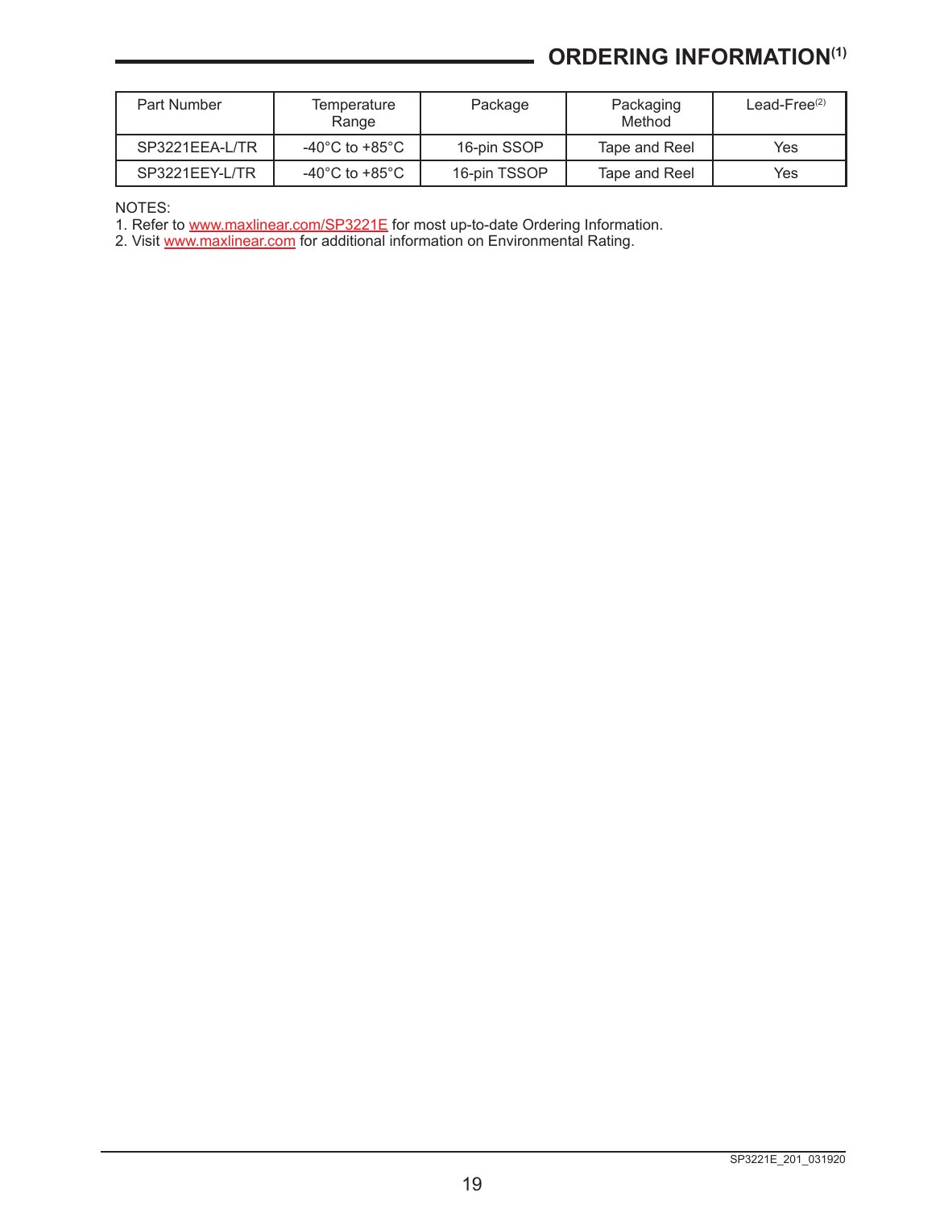## ORDERING INFORMATION[1]

| Part Number | Temperature Range | Package | Packaging Method | Lead-Free[2] |
|---|---|---|---|---|
| SP3221EEA-L/TR | -40°C to +85°C | 16-pin SSOP | Tape and Reel | Yes |
| SP3221EEY-L/TR | -40°C to +85°C | 16-pin TSSOP | Tape and Reel | Yes |

NOTES:
1. Refer to www.maxlinear.com/SP3221E for most up-to-date Ordering Information.
2. Visit www.maxlinear.com for additional information on Environmental Rating.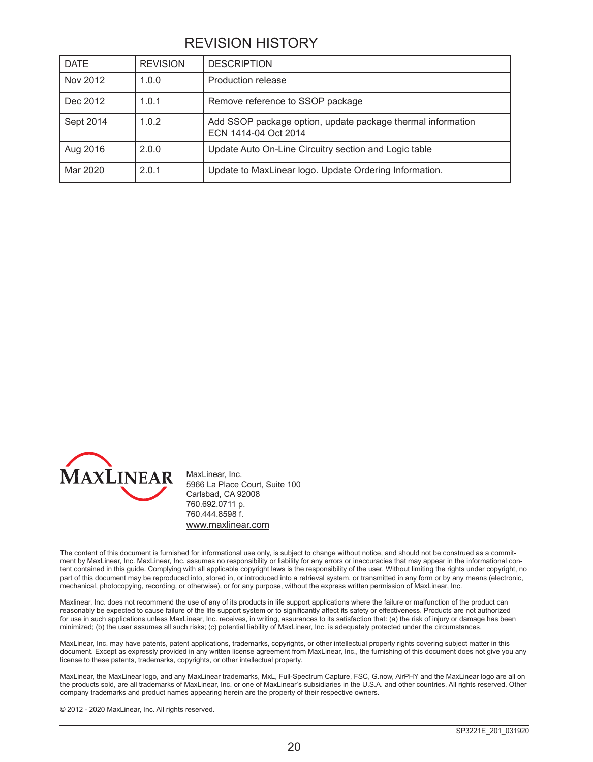# REVISION HISTORY

| DATE | REVISION | DESCRIPTION |
|---|---|---|
| Nov 2012 | 1.0.0 | Production release |
| Dec 2012 | 1.0.1 | Remove reference to SSOP package |
| Sept 2014 | 1.0.2 | Add SSOP package option, update package thermal information ECN 1414-04 Oct 2014 |
| Aug 2016 | 2.0.0 | Update Auto On-Line Circuitry section and Logic table |
| Mar 2020 | 2.0.1 | Update to MaxLinear logo. Update Ordering Information. |

MaxLinear, Inc.
5966 La Place Court, Suite 100
Carlsbad, CA 92008
760.692.0711 p.
760.444.8598 f.
www.maxlinear.com

The content of this document is furnished for informational use only, is subject to change without notice, and should not be construed as a commitment by MaxLinear, Inc. MaxLinear, Inc. assumes no responsibility or liability for any errors or inaccuracies that may appear in the informational content contained in this guide. Complying with all applicable copyright laws is the responsibility of the user. Without limiting the rights under copyright, no part of this document may be reproduced into, stored in, or introduced into a retrieval system, or transmitted in any form or by any means (electronic, mechanical, photocopying, recording, or otherwise), or for any purpose, without the express written permission of MaxLinear, Inc.

Maxlinear, Inc. does not recommend the use of any of its products in life support applications where the failure or malfunction of the product can reasonably be expected to cause failure of the life support system or to significantly affect its safety or effectiveness. Products are not authorized for use in such applications unless MaxLinear, Inc. receives, in writing, assurances to its satisfaction that: (a) the risk of injury or damage has been minimized; (b) the user assumes all such risks; (c) potential liability of MaxLinear, Inc. is adequately protected under the circumstances.

MaxLinear, Inc. may have patents, patent applications, trademarks, copyrights, or other intellectual property rights covering subject matter in this document. Except as expressly provided in any written license agreement from MaxLinear, Inc., the furnishing of this document does not give you any license to these patents, trademarks, copyrights, or other intellectual property.

MaxLinear, the MaxLinear logo, and any MaxLinear trademarks, MxL, Full-Spectrum Capture, FSC, G.now, AirPHY and the MaxLinear logo are all on the products sold, are all trademarks of MaxLinear, Inc. or one of MaxLinear's subsidiaries in the U.S.A. and other countries. All rights reserved. Other company trademarks and product names appearing herein are the property of their respective owners.

© 2012 - 2020 MaxLinear, Inc. All rights reserved.

SP3221E_201_031920